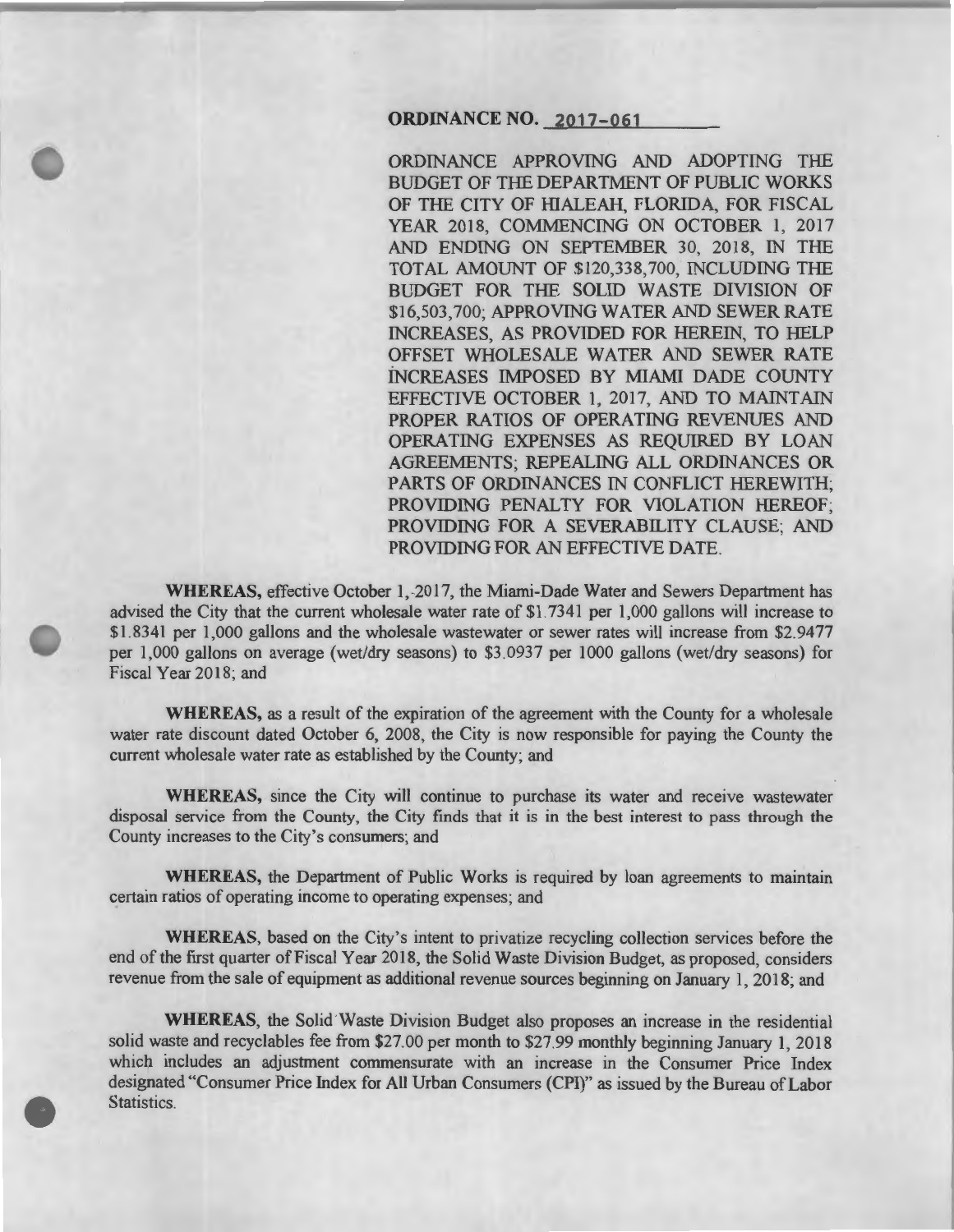**ORDINANCE NO. 2017-061**

ORDINANCE APPROVING AND ADOPTING THE BUDGET OF THE DEPARTMENT OF PUBLIC WORKS OF THE CITY OF HIALEAH, FLORIDA, FOR FISCAL YEAR 2018, COMMENCING ON OCTOBER 1, 2017 AND ENDING ON SEPTEMBER 30, 2018, IN THE TOTAL AMOUNT OF $120,338,700, INCLUDING THE BUDGET FOR THE SOLID WASTE DIVISION OF $16,503,700; APPROVING WATER AND SEWER RATE INCREASES, AS PROVIDED FOR HEREIN, TO HELP OFFSET WHOLESALE WATER AND SEWER RATE INCREASES IMPOSED BY MIAMI DADE COUNTY EFFECTIVE OCTOBER 1, 2017, AND TO MAINTAIN PROPER RATIOS OF OPERATING REVENUES AND OPERATING EXPENSES AS REQUIRED BY LOAN AGREEMENTS; REPEALING ALL ORDINANCES OR PARTS OF ORDINANCES IN CONFLICT HEREWITH; PROVIDING PENALTY FOR VIOLATION HEREOF; PROVIDING FOR A SEVERABILITY CLAUSE; AND PROVIDING FOR AN EFFECTIVE DATE.

**WHEREAS,** effective October 1, 2017, the Miami-Dade Water and Sewers Department has advised the City that the current wholesale water rate of $1.7341 per 1,000 gallons will increase to $1.8341 per 1,000 gallons and the wholesale wastewater or sewer rates will increase from $2.9477 per 1,000 gallons on average (wet/dry seasons) to $3.0937 per 1000 gallons (wet/dry seasons) for Fiscal Year 2018; and

**WHEREAS,** as a result of the expiration of the agreement with the County for a wholesale water rate discount dated October 6, 2008, the City is now responsible for paying the County the current wholesale water rate as established by the County; and

**WHEREAS,** since the City will continue to purchase its water and receive wastewater disposal service from the County, the City finds that it is in the best interest to pass through the County increases to the City's consumers; and

**WHEREAS,** the Department of Public Works is required by loan agreements to maintain certain ratios of operating income to operating expenses; and

**WHEREAS,** based on the City's intent to privatize recycling collection services before the end of the first quarter of Fiscal Year 2018, the Solid Waste Division Budget, as proposed, considers revenue from the sale of equipment as additional revenue sources beginning on January 1, 2018; and

**WHEREAS,** the Solid Waste Division Budget also proposes an increase in the residential solid waste and recyclables fee from $27.00 per month to $27.99 monthly beginning January 1, 2018 which includes an adjustment commensurate with an increase in the Consumer Price Index designated "Consumer Price Index for All Urban Consumers (CPI)" as issued by the Bureau of Labor Statistics.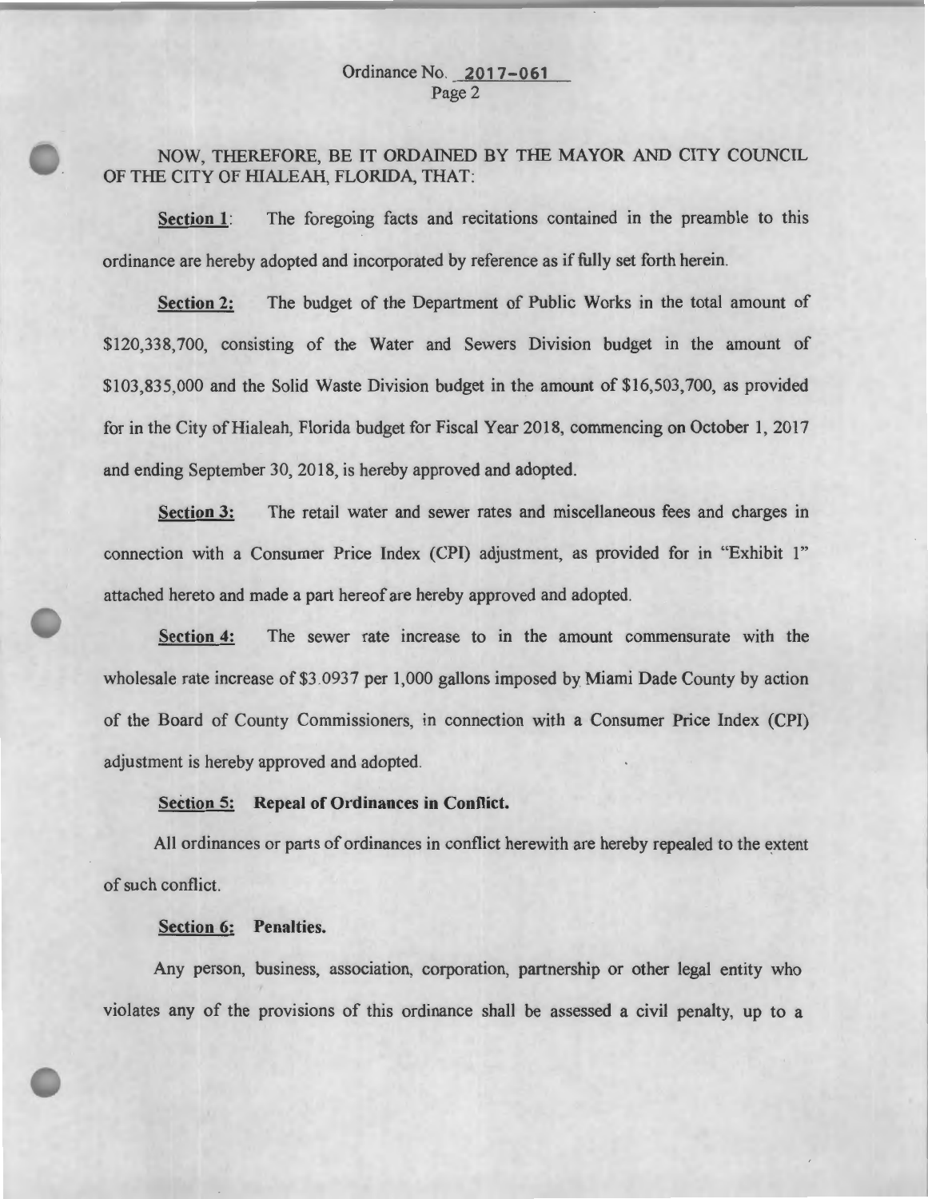NOW, THEREFORE, BE IT ORDAINED BY THE MAYOR AND CITY COUNCIL OF THE CITY OF HIALEAH, FLORIDA, THAT:

**Section 1**: The foregoing facts and recitations contained in the preamble to this ordinance are hereby adopted and incorporated by reference as if fully set forth herein.

**Section 2:** The budget of the Department of Public Works in the total amount of $120,338,700, consisting of the Water and Sewers Division budget in the amount of $103,835,000 and the Solid Waste Division budget in the amount of $16,503,700, as provided for in the City of Hialeah, Florida budget for Fiscal Year 2018, commencing on October 1, 2017 and ending September 30, 2018, is hereby approved and adopted.

**Section 3:** The retail water and sewer rates and miscellaneous fees and charges in connection with a Consumer Price Index (CPI) adjustment, as provided for in "Exhibit 1" attached hereto and made a part hereof are hereby approved and adopted.

**Section 4:** The sewer rate increase to in the amount commensurate with the wholesale rate increase of $3.0937 per 1,000 gallons imposed by Miami Dade County by action of the Board of County Commissioners, in connection with a Consumer Price Index (CPI) adjustment is hereby approved and adopted.

**Section 5: Repeal of Ordinances in Conflict.**

All ordinances or parts of ordinances in conflict herewith are hereby repealed to the extent of such conflict.

**Section 6: Penalties.**

Any person, business, association, corporation, partnership or other legal entity who violates any of the provisions of this ordinance shall be assessed a civil penalty, up to a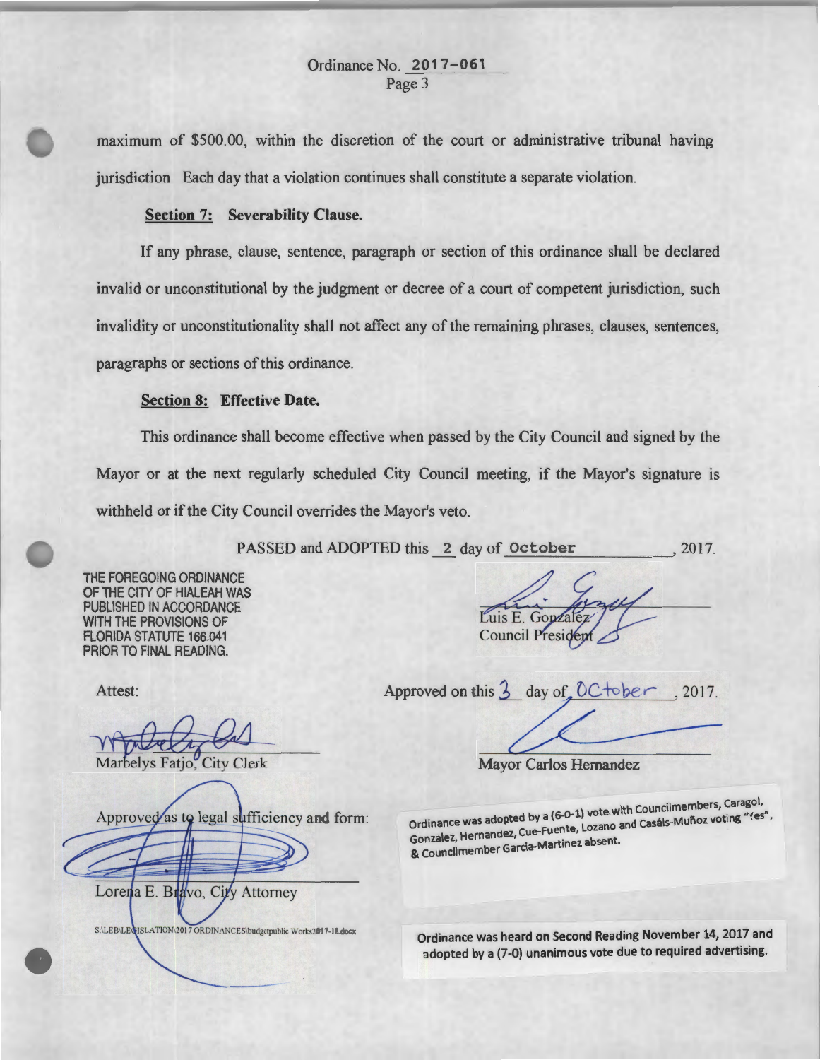Ordinance No. 2017-061

maximum of $500.00, within the discretion of the court or administrative tribunal having jurisdiction. Each day that a violation continues shall constitute a separate violation.

**Section 7: Severability Clause.**

If any phrase, clause, sentence, paragraph or section of this ordinance shall be declared invalid or unconstitutional by the judgment or decree of a court of competent jurisdiction, such invalidity or unconstitutionality shall not affect any of the remaining phrases, clauses, sentences, paragraphs or sections of this ordinance.

**Section 8: Effective Date.**

This ordinance shall become effective when passed by the City Council and signed by the Mayor or at the next regularly scheduled City Council meeting, if the Mayor's signature is withheld or if the City Council overrides the Mayor's veto.

PASSED and ADOPTED this 2 day of October, 2017.

THE FOREGOING ORDINANCE OF THE CITY OF HIALEAH WAS PUBLISHED IN ACCORDANCE WITH THE PROVISIONS OF FLORIDA STATUTE 166.041 PRIOR TO FINAL READING.

Luis E. Gonzalez
Council President

Attest:

Approved on this 3 day of October, 2017.

Marbelys Fatjo, City Clerk

Mayor Carlos Hernandez

Approved as to legal sufficiency and form:

Lorena E. Bravo, City Attorney

S:\LEB\LEGISLATION\2017 ORDINANCES\budgetpublic Works2017-18.docx

Ordinance was adopted by a (6-0-1) vote with Councilmembers, Caragol, Gonzalez, Hernandez, Cue-Fuente, Lozano and Casáls-Muñoz voting "Yes", & Councilmember Garcia-Martinez absent.

**Ordinance was heard on Second Reading November 14, 2017 and adopted by a (7-0) unanimous vote due to required advertising.**